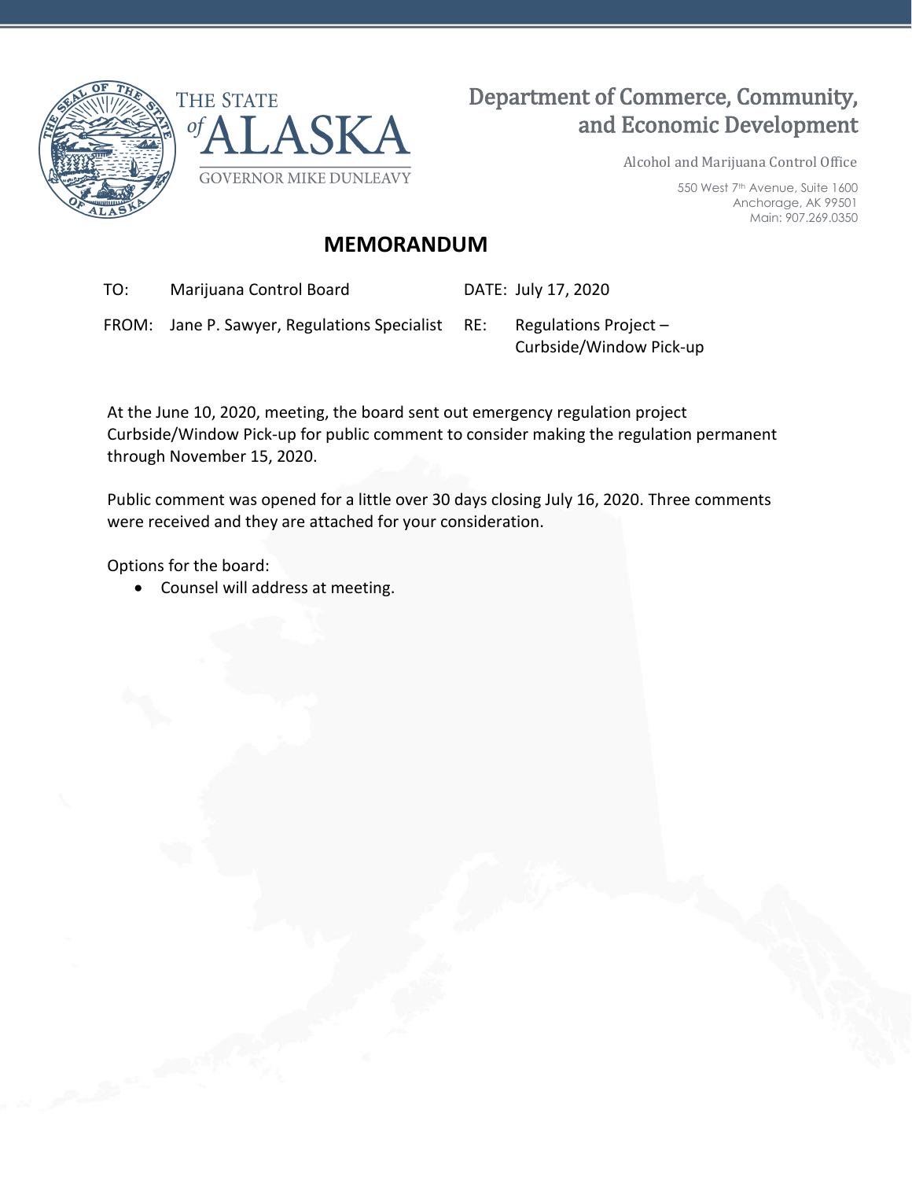THE STATE of ALASKA

GOVERNOR MIKE DUNLEAVY

# Department of Commerce, Community, and Economic Development

Alcohol and Marijuana Control Office

550 West 7th Avenue, Suite 1600
Anchorage, AK 99501
Main: 907.269.0350

## MEMORANDUM

| | | | |
|---|---|---|---|
| TO: | Marijuana Control Board | DATE: | July 17, 2020 |
| FROM: | Jane P. Sawyer, Regulations Specialist | RE: | Regulations Project – Curbside/Window Pick-up |

At the June 10, 2020, meeting, the board sent out emergency regulation project Curbside/Window Pick-up for public comment to consider making the regulation permanent through November 15, 2020.

Public comment was opened for a little over 30 days closing July 16, 2020. Three comments were received and they are attached for your consideration.

Options for the board:

- Counsel will address at meeting.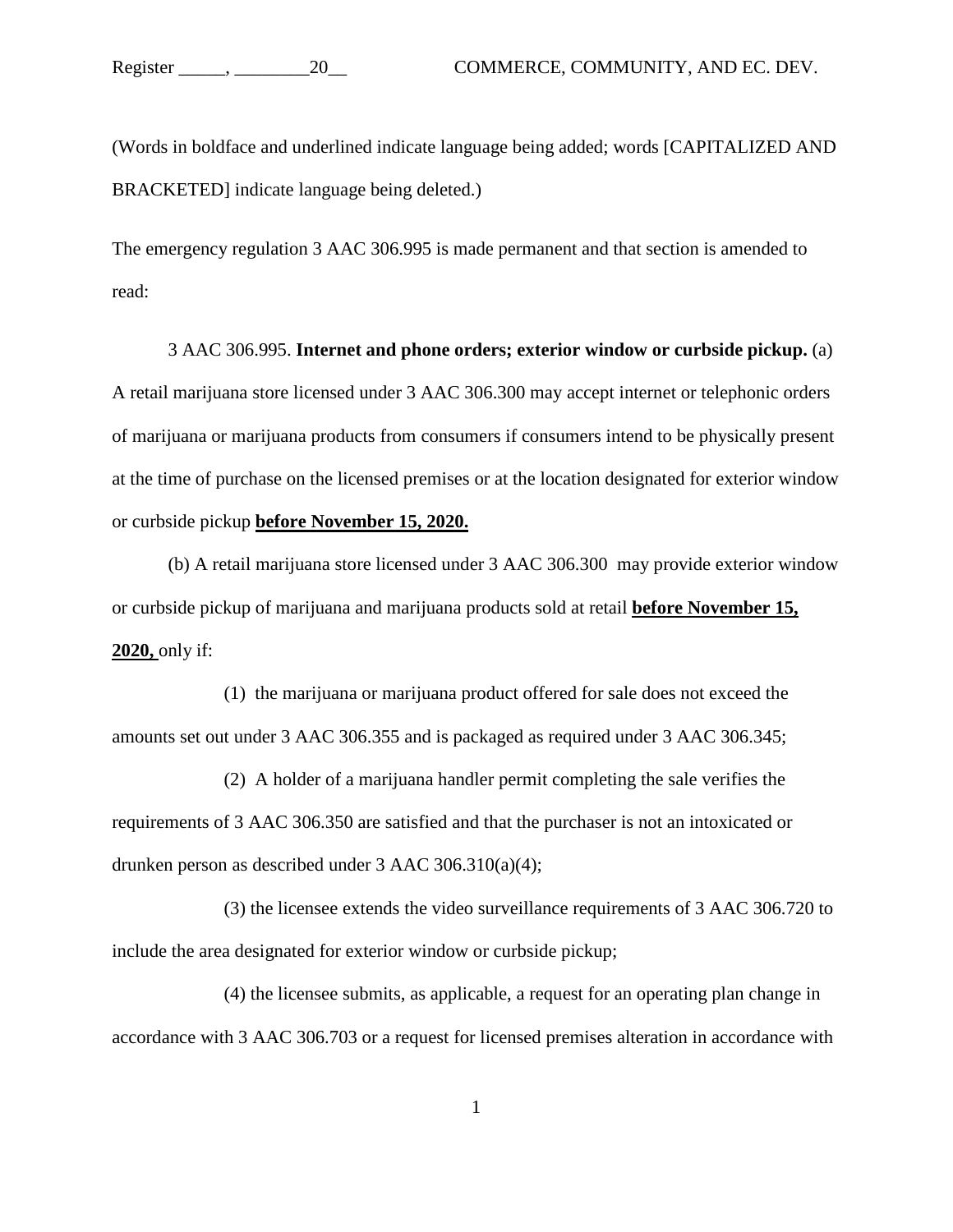(Words in boldface and underlined indicate language being added; words [CAPITALIZED AND BRACKETED] indicate language being deleted.)

The emergency regulation 3 AAC 306.995 is made permanent and that section is amended to read:

3 AAC 306.995. **Internet and phone orders; exterior window or curbside pickup.** (a) A retail marijuana store licensed under 3 AAC 306.300 may accept internet or telephonic orders of marijuana or marijuana products from consumers if consumers intend to be physically present at the time of purchase on the licensed premises or at the location designated for exterior window or curbside pickup **<u>before November 15, 2020.</u>**

(b) A retail marijuana store licensed under 3 AAC 306.300 may provide exterior window or curbside pickup of marijuana and marijuana products sold at retail **<u>before November 15, 2020,</u>** only if:

(1) the marijuana or marijuana product offered for sale does not exceed the amounts set out under 3 AAC 306.355 and is packaged as required under 3 AAC 306.345;

(2) A holder of a marijuana handler permit completing the sale verifies the requirements of 3 AAC 306.350 are satisfied and that the purchaser is not an intoxicated or drunken person as described under 3 AAC 306.310(a)(4);

(3) the licensee extends the video surveillance requirements of 3 AAC 306.720 to include the area designated for exterior window or curbside pickup;

(4) the licensee submits, as applicable, a request for an operating plan change in accordance with 3 AAC 306.703 or a request for licensed premises alteration in accordance with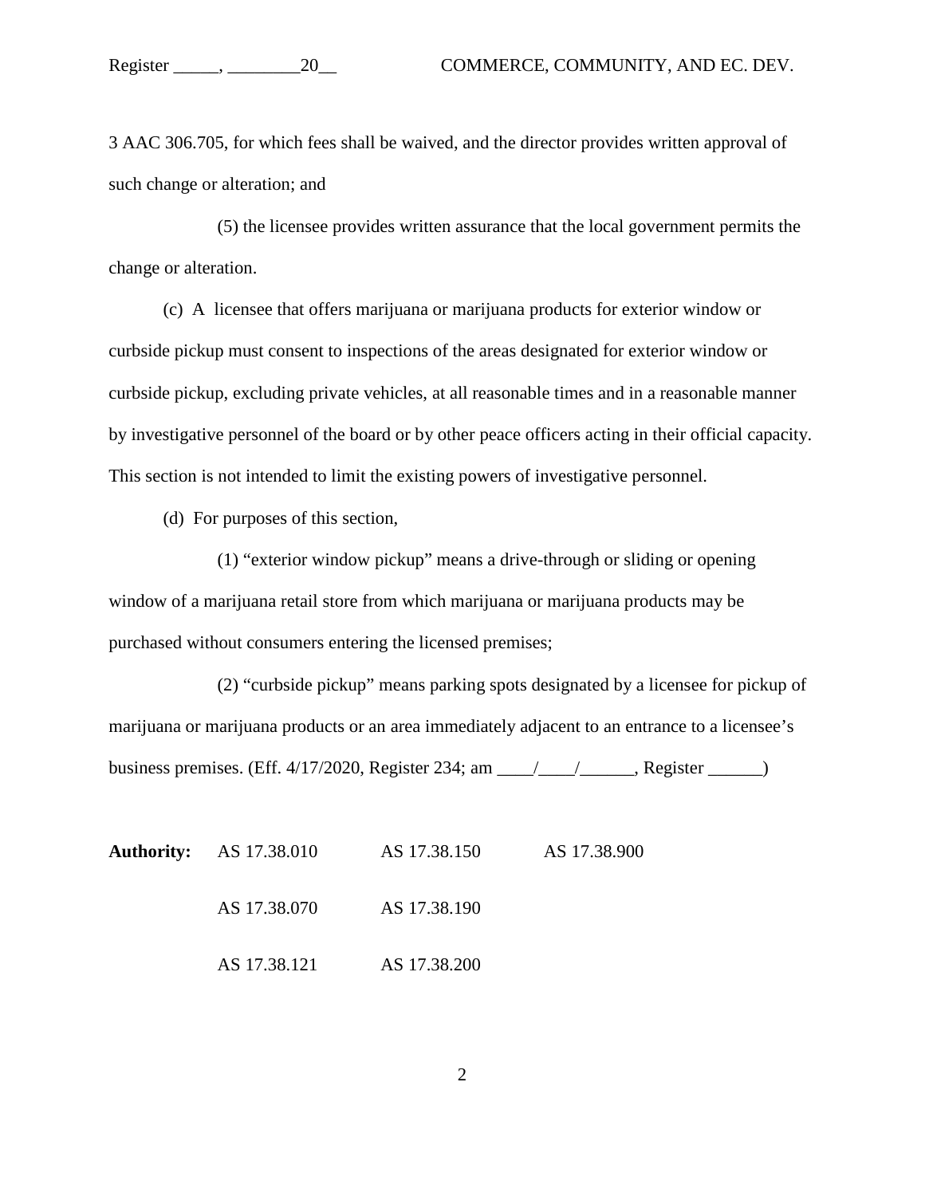3 AAC 306.705, for which fees shall be waived, and the director provides written approval of such change or alteration; and

(5) the licensee provides written assurance that the local government permits the change or alteration.

(c) A licensee that offers marijuana or marijuana products for exterior window or curbside pickup must consent to inspections of the areas designated for exterior window or curbside pickup, excluding private vehicles, at all reasonable times and in a reasonable manner by investigative personnel of the board or by other peace officers acting in their official capacity. This section is not intended to limit the existing powers of investigative personnel.

(d) For purposes of this section,

(1) "exterior window pickup" means a drive-through or sliding or opening window of a marijuana retail store from which marijuana or marijuana products may be purchased without consumers entering the licensed premises;

(2) "curbside pickup" means parking spots designated by a licensee for pickup of marijuana or marijuana products or an area immediately adjacent to an entrance to a licensee's business premises. (Eff. 4/17/2020, Register 234; am ____/____/______, Register ______)

| **Authority:** | AS 17.38.010 | AS 17.38.150 | AS 17.38.900 |
|---|---|---|---|
| | AS 17.38.070 | AS 17.38.190 | |
| | AS 17.38.121 | AS 17.38.200 | |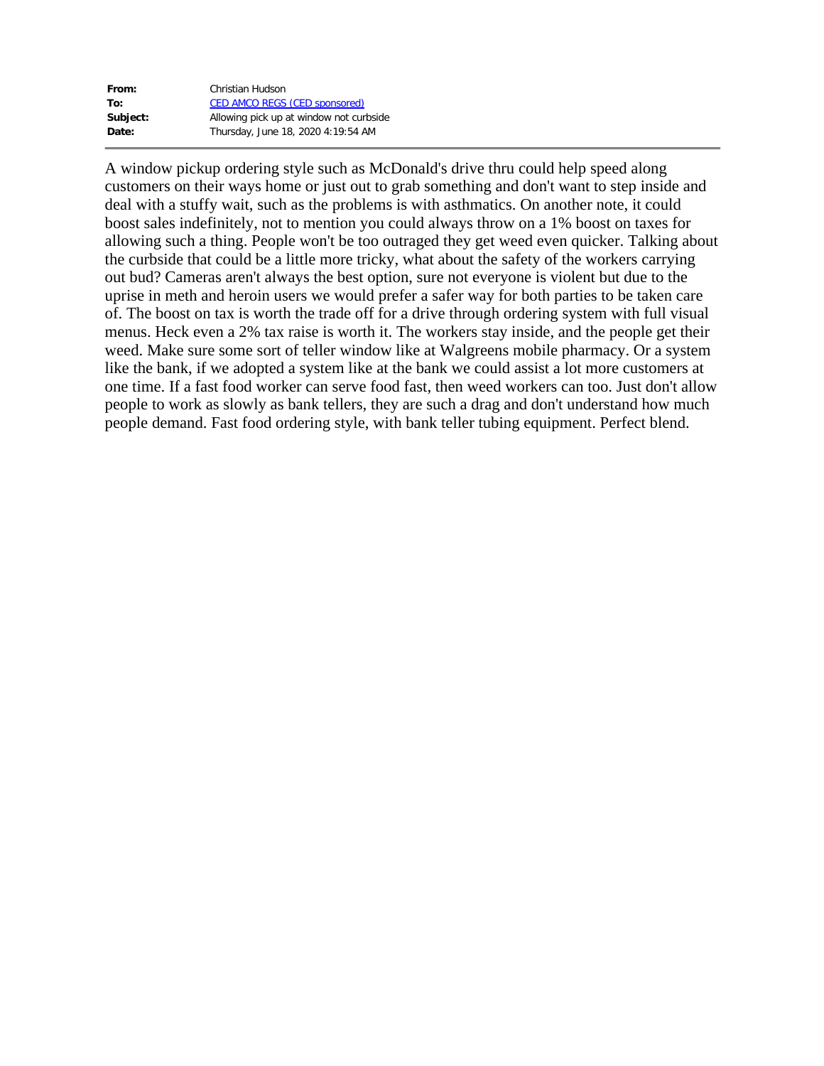| | |
|---|---|
| **From:** | Christian Hudson |
| **To:** | CED AMCO REGS (CED sponsored) |
| **Subject:** | Allowing pick up at window not curbside |
| **Date:** | Thursday, June 18, 2020 4:19:54 AM |

---

A window pickup ordering style such as McDonald's drive thru could help speed along customers on their ways home or just out to grab something and don't want to step inside and deal with a stuffy wait, such as the problems is with asthmatics. On another note, it could boost sales indefinitely, not to mention you could always throw on a 1% boost on taxes for allowing such a thing. People won't be too outraged they get weed even quicker. Talking about the curbside that could be a little more tricky, what about the safety of the workers carrying out bud? Cameras aren't always the best option, sure not everyone is violent but due to the uprise in meth and heroin users we would prefer a safer way for both parties to be taken care of. The boost on tax is worth the trade off for a drive through ordering system with full visual menus. Heck even a 2% tax raise is worth it. The workers stay inside, and the people get their weed. Make sure some sort of teller window like at Walgreens mobile pharmacy. Or a system like the bank, if we adopted a system like at the bank we could assist a lot more customers at one time. If a fast food worker can serve food fast, then weed workers can too. Just don't allow people to work as slowly as bank tellers, they are such a drag and don't understand how much people demand. Fast food ordering style, with bank teller tubing equipment. Perfect blend.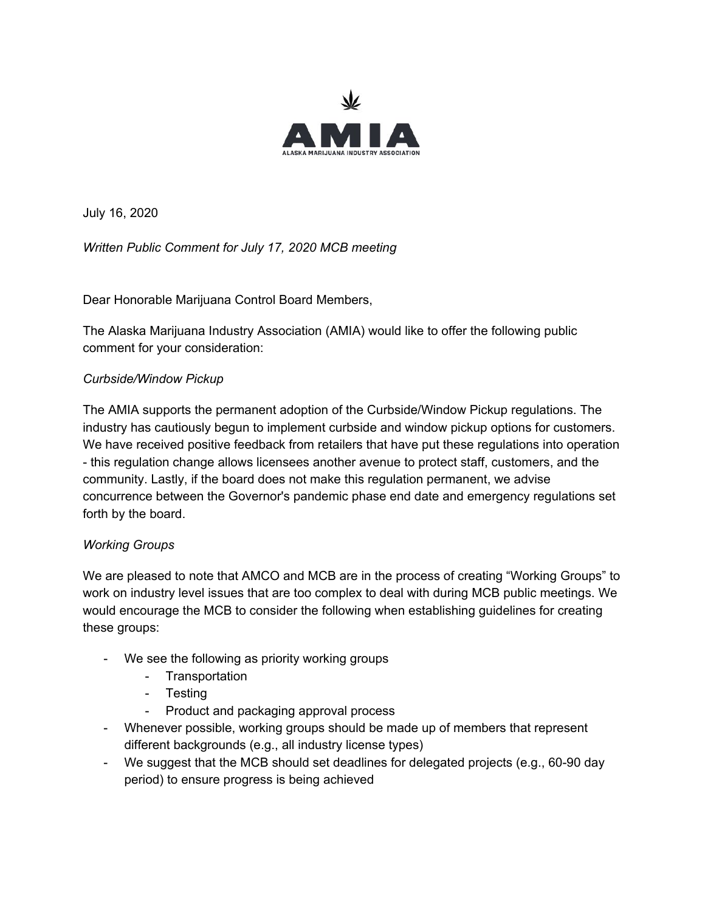**AMIA**

**ALASKA MARIJUANA INDUSTRY ASSOCIATION**

July 16, 2020

*Written Public Comment for July 17, 2020 MCB meeting*

Dear Honorable Marijuana Control Board Members,

The Alaska Marijuana Industry Association (AMIA) would like to offer the following public comment for your consideration:

*Curbside/Window Pickup*

The AMIA supports the permanent adoption of the Curbside/Window Pickup regulations. The industry has cautiously begun to implement curbside and window pickup options for customers. We have received positive feedback from retailers that have put these regulations into operation - this regulation change allows licensees another avenue to protect staff, customers, and the community. Lastly, if the board does not make this regulation permanent, we advise concurrence between the Governor's pandemic phase end date and emergency regulations set forth by the board.

*Working Groups*

We are pleased to note that AMCO and MCB are in the process of creating "Working Groups" to work on industry level issues that are too complex to deal with during MCB public meetings. We would encourage the MCB to consider the following when establishing guidelines for creating these groups:

- We see the following as priority working groups
  - Transportation
  - Testing
  - Product and packaging approval process
- Whenever possible, working groups should be made up of members that represent different backgrounds (e.g., all industry license types)
- We suggest that the MCB should set deadlines for delegated projects (e.g., 60-90 day period) to ensure progress is being achieved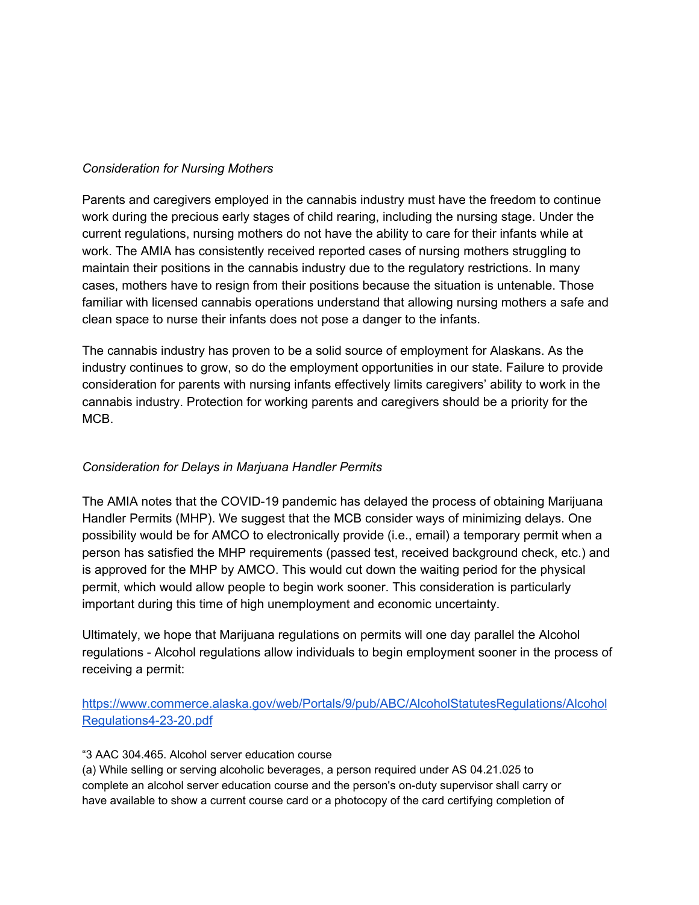*Consideration for Nursing Mothers*

Parents and caregivers employed in the cannabis industry must have the freedom to continue work during the precious early stages of child rearing, including the nursing stage. Under the current regulations, nursing mothers do not have the ability to care for their infants while at work. The AMIA has consistently received reported cases of nursing mothers struggling to maintain their positions in the cannabis industry due to the regulatory restrictions. In many cases, mothers have to resign from their positions because the situation is untenable. Those familiar with licensed cannabis operations understand that allowing nursing mothers a safe and clean space to nurse their infants does not pose a danger to the infants.

The cannabis industry has proven to be a solid source of employment for Alaskans. As the industry continues to grow, so do the employment opportunities in our state. Failure to provide consideration for parents with nursing infants effectively limits caregivers' ability to work in the cannabis industry. Protection for working parents and caregivers should be a priority for the MCB.

*Consideration for Delays in Marjuana Handler Permits*

The AMIA notes that the COVID-19 pandemic has delayed the process of obtaining Marijuana Handler Permits (MHP). We suggest that the MCB consider ways of minimizing delays. One possibility would be for AMCO to electronically provide (i.e., email) a temporary permit when a person has satisfied the MHP requirements (passed test, received background check, etc.) and is approved for the MHP by AMCO. This would cut down the waiting period for the physical permit, which would allow people to begin work sooner. This consideration is particularly important during this time of high unemployment and economic uncertainty.

Ultimately, we hope that Marijuana regulations on permits will one day parallel the Alcohol regulations - Alcohol regulations allow individuals to begin employment sooner in the process of receiving a permit:

[https://www.commerce.alaska.gov/web/Portals/9/pub/ABC/AlcoholStatutesRegulations/AlcoholRegulations4-23-20.pdf](https://www.commerce.alaska.gov/web/Portals/9/pub/ABC/AlcoholStatutesRegulations/AlcoholRegulations4-23-20.pdf)

"3 AAC 304.465. Alcohol server education course
(a) While selling or serving alcoholic beverages, a person required under AS 04.21.025 to complete an alcohol server education course and the person's on-duty supervisor shall carry or have available to show a current course card or a photocopy of the card certifying completion of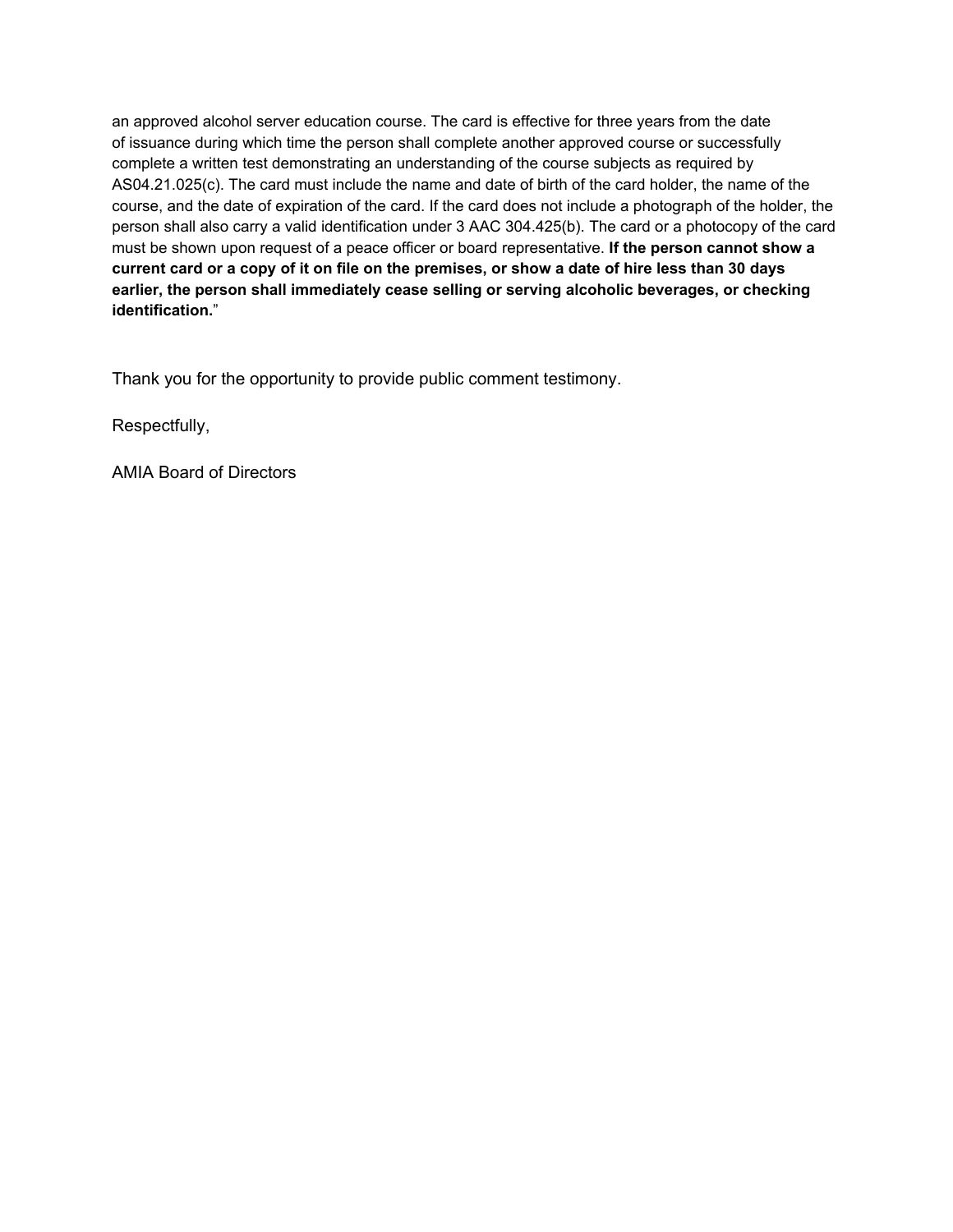an approved alcohol server education course. The card is effective for three years from the date of issuance during which time the person shall complete another approved course or successfully complete a written test demonstrating an understanding of the course subjects as required by AS04.21.025(c). The card must include the name and date of birth of the card holder, the name of the course, and the date of expiration of the card. If the card does not include a photograph of the holder, the person shall also carry a valid identification under 3 AAC 304.425(b). The card or a photocopy of the card must be shown upon request of a peace officer or board representative. **If the person cannot show a current card or a copy of it on file on the premises, or show a date of hire less than 30 days earlier, the person shall immediately cease selling or serving alcoholic beverages, or checking identification.**"

Thank you for the opportunity to provide public comment testimony.

Respectfully,

AMIA Board of Directors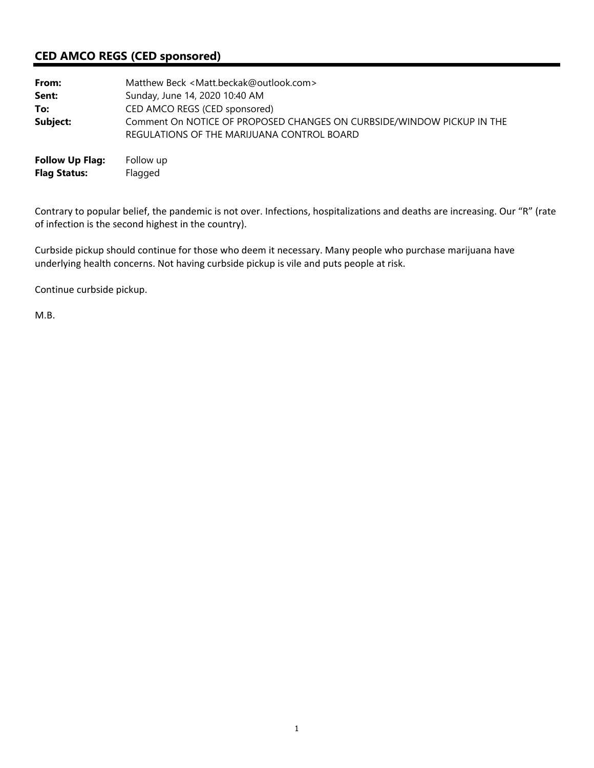## CED AMCO REGS (CED sponsored)

| | |
|---|---|
| **From:** | Matthew Beck <Matt.beckak@outlook.com> |
| **Sent:** | Sunday, June 14, 2020 10:40 AM |
| **To:** | CED AMCO REGS (CED sponsored) |
| **Subject:** | Comment On NOTICE OF PROPOSED CHANGES ON CURBSIDE/WINDOW PICKUP IN THE REGULATIONS OF THE MARIJUANA CONTROL BOARD |

| | |
|---|---|
| **Follow Up Flag:** | Follow up |
| **Flag Status:** | Flagged |

Contrary to popular belief, the pandemic is not over. Infections, hospitalizations and deaths are increasing. Our "R" (rate of infection is the second highest in the country).

Curbside pickup should continue for those who deem it necessary. Many people who purchase marijuana have underlying health concerns. Not having curbside pickup is vile and puts people at risk.

Continue curbside pickup.

M.B.